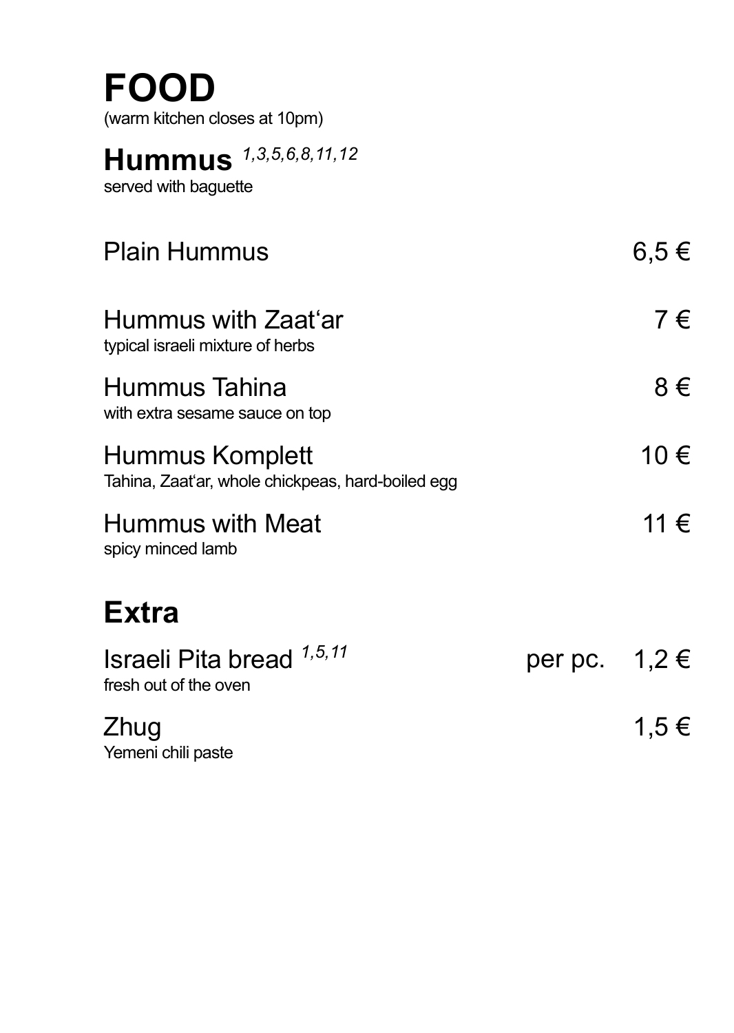# FOOD

(warm kitchen closes at 10pm)

## Hummus [1,3,5,6,8,11,12]

served with baguette

Plain Hummus — 6,5 €

Hummus with Zaat'ar — 7 €
typical israeli mixture of herbs

Hummus Tahina — 8 €
with extra sesame sauce on top

Hummus Komplett — 10 €
Tahina, Zaat'ar, whole chickpeas, hard-boiled egg

Hummus with Meat — 11 €
spicy minced lamb

## Extra

Israeli Pita bread [1,5,11] — per pc. 1,2 €
fresh out of the oven

Zhug — 1,5 €
Yemeni chili paste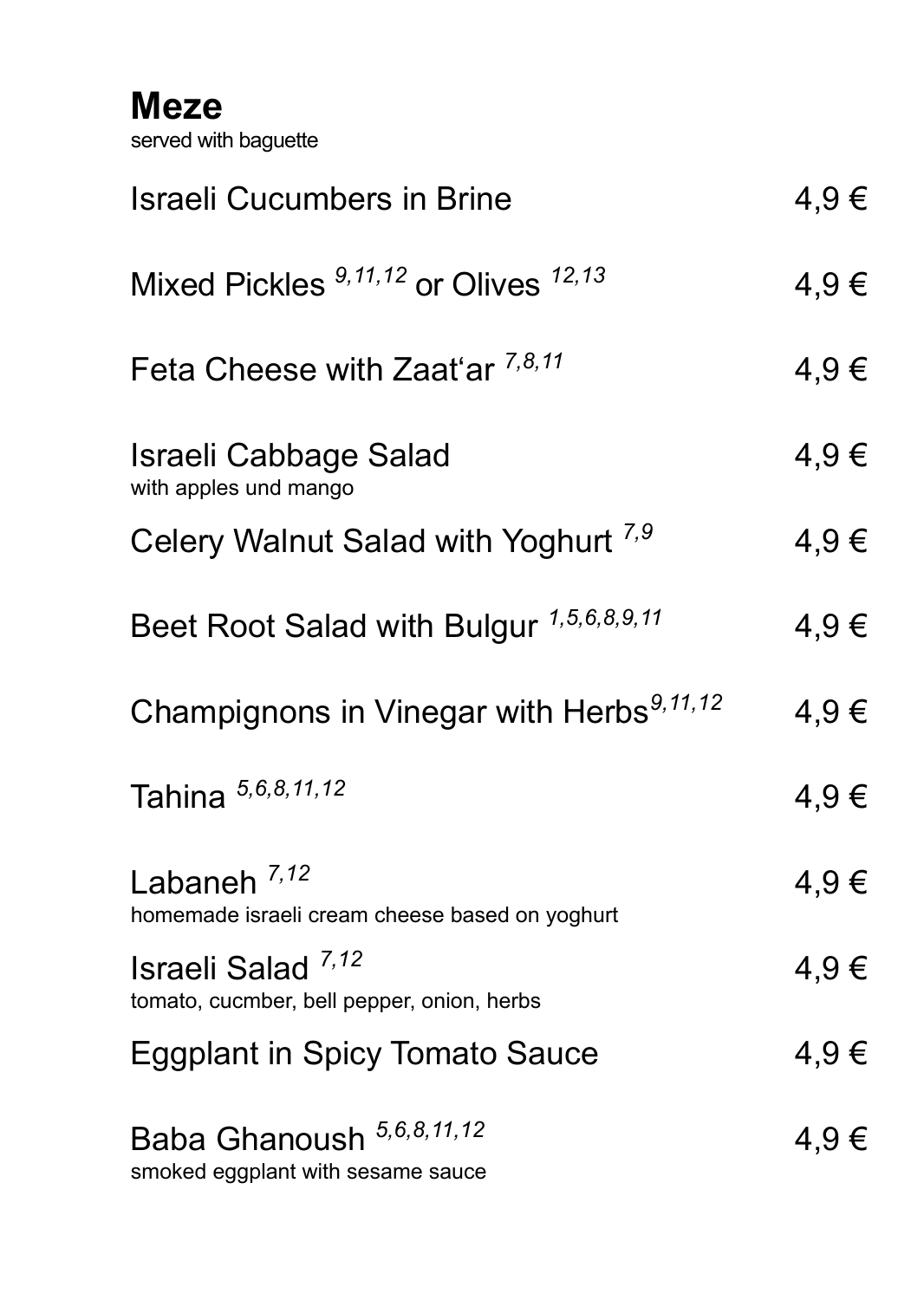# Meze

served with baguette

| | |
|---|---|
| Israeli Cucumbers in Brine | 4,9 € |
| Mixed Pickles [9,11,12] or Olives [12,13] | 4,9 € |
| Feta Cheese with Zaat‘ar [7,8,11] | 4,9 € |
| Israeli Cabbage Salad<br>with apples und mango | 4,9 € |
| Celery Walnut Salad with Yoghurt [7,9] | 4,9 € |
| Beet Root Salad with Bulgur [1,5,6,8,9,11] | 4,9 € |
| Champignons in Vinegar with Herbs[9,11,12] | 4,9 € |
| Tahina [5,6,8,11,12] | 4,9 € |
| Labaneh [7,12]<br>homemade israeli cream cheese based on yoghurt | 4,9 € |
| Israeli Salad [7,12]<br>tomato, cucmber, bell pepper, onion, herbs | 4,9 € |
| Eggplant in Spicy Tomato Sauce | 4,9 € |
| Baba Ghanoush [5,6,8,11,12]<br>smoked eggplant with sesame sauce | 4,9 € |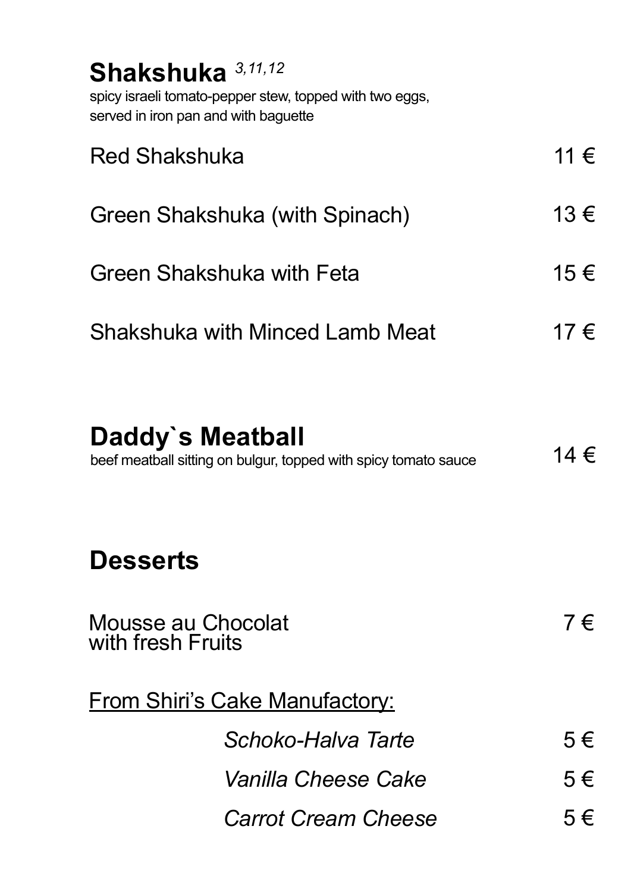## Shakshuka [3,11,12]

spicy israeli tomato-pepper stew, topped with two eggs,
served in iron pan and with baguette

| | |
|---|---|
| Red Shakshuka | 11 € |
| Green Shakshuka (with Spinach) | 13 € |
| Green Shakshuka with Feta | 15 € |
| Shakshuka with Minced Lamb Meat | 17 € |

## Daddy`s Meatball

beef meatball sitting on bulgur, topped with spicy tomato sauce — 14 €

## Desserts

| | |
|---|---|
| Mousse au Chocolat with fresh Fruits | 7 € |

From Shiri's Cake Manufactory:

| | |
|---|---|
| *Schoko-Halva Tarte* | 5 € |
| *Vanilla Cheese Cake* | 5 € |
| *Carrot Cream Cheese* | 5 € |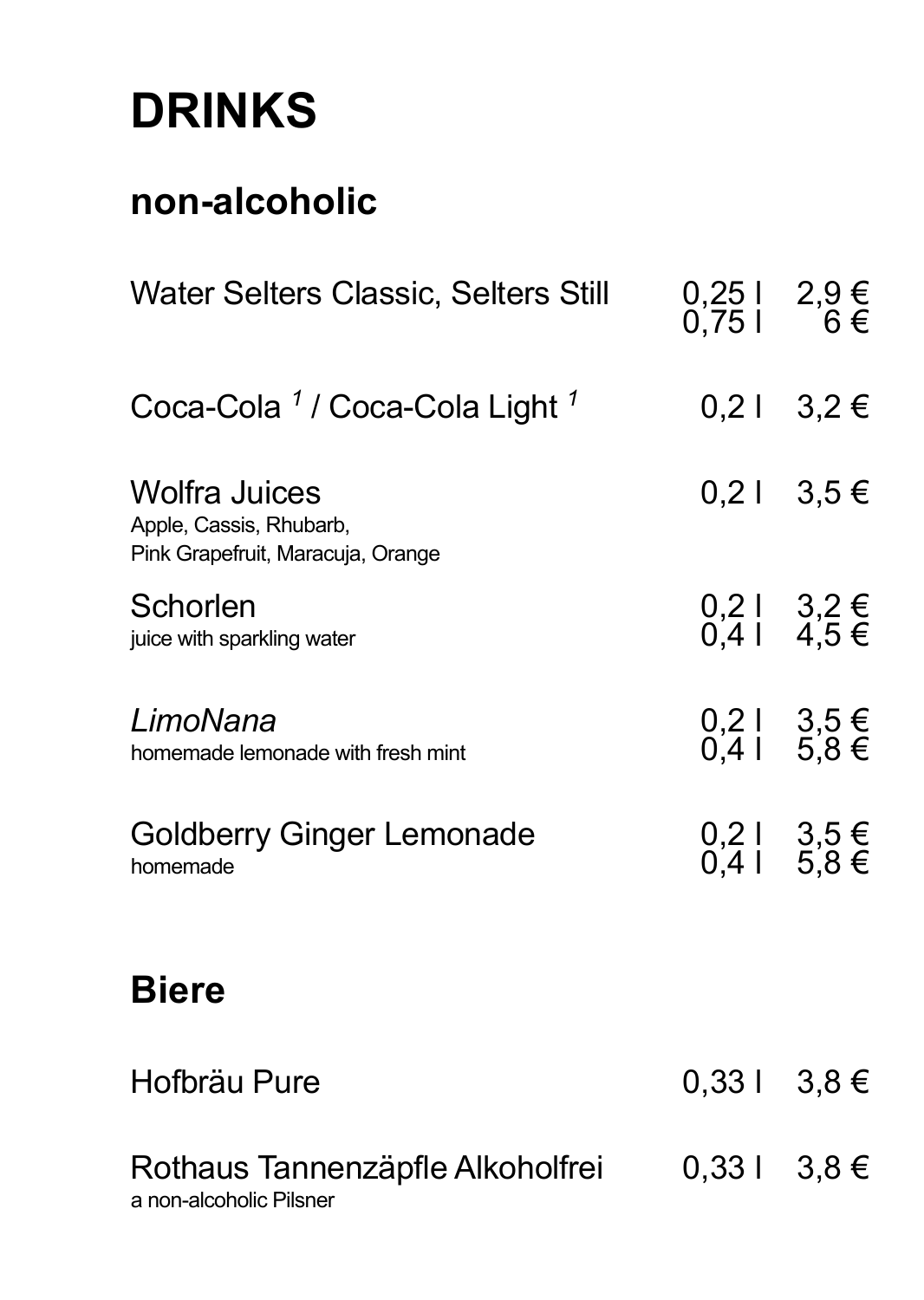# DRINKS

## non-alcoholic

| Item | Volume | Price |
|---|---|---|
| Water Selters Classic, Selters Still | 0,25 l<br>0,75 l | 2,9 €<br>6 € |
| Coca-Cola [1] / Coca-Cola Light [1] | 0,2 l | 3,2 € |
| Wolfra Juices<br>Apple, Cassis, Rhubarb,<br>Pink Grapefruit, Maracuja, Orange | 0,2 l | 3,5 € |
| Schorlen<br>juice with sparkling water | 0,2 l<br>0,4 l | 3,2 €<br>4,5 € |
| *LimoNana*<br>homemade lemonade with fresh mint | 0,2 l<br>0,4 l | 3,5 €<br>5,8 € |
| Goldberry Ginger Lemonade<br>homemade | 0,2 l<br>0,4 l | 3,5 €<br>5,8 € |

## Biere

| Item | Volume | Price |
|---|---|---|
| Hofbräu Pure | 0,33 l | 3,8 € |
| Rothaus Tannenzäpfle Alkoholfrei<br>a non-alcoholic Pilsner | 0,33 l | 3,8 € |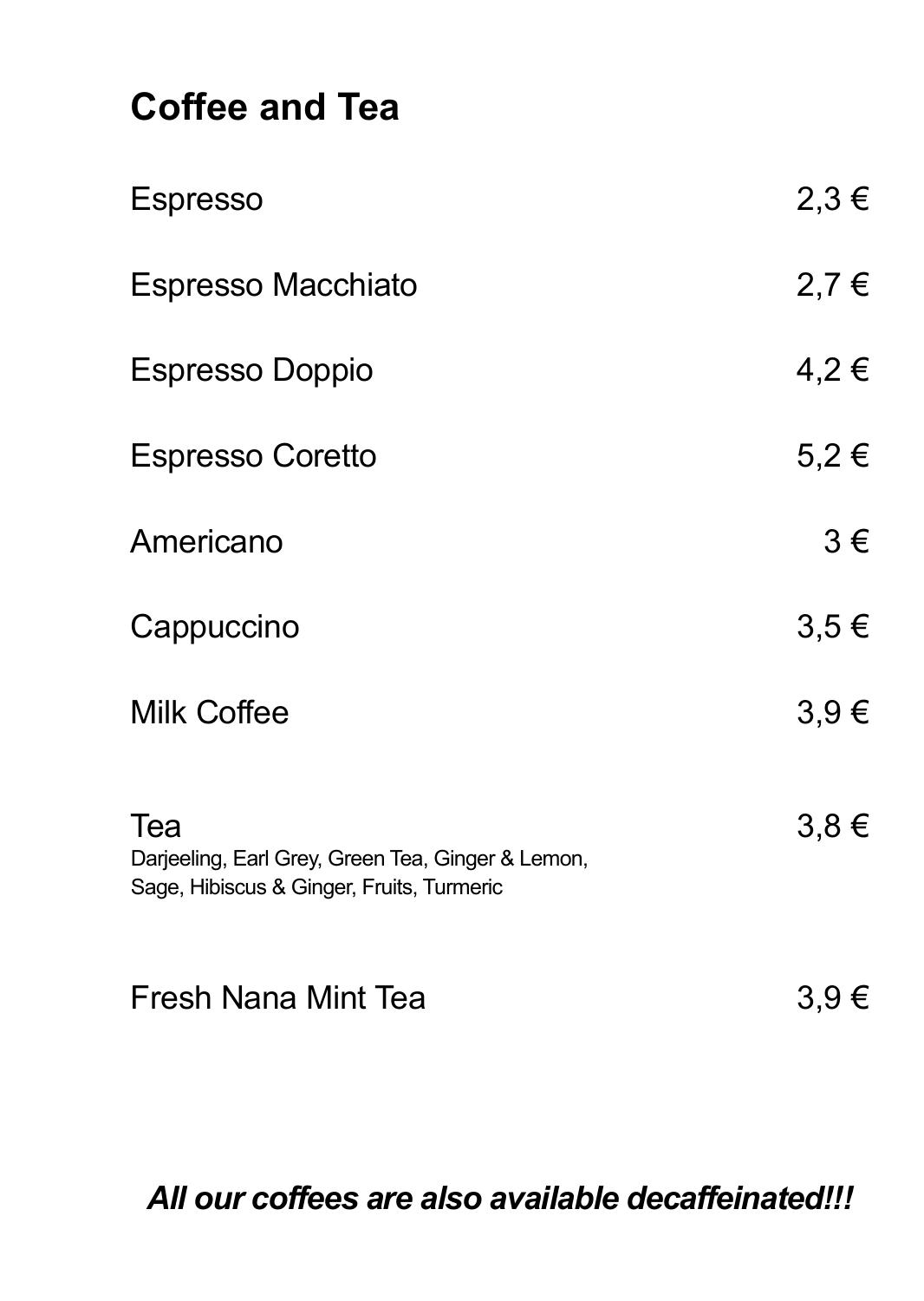## Coffee and Tea

| | |
|---|---|
| Espresso | 2,3 € |
| Espresso Macchiato | 2,7 € |
| Espresso Doppio | 4,2 € |
| Espresso Coretto | 5,2 € |
| Americano | 3 € |
| Cappuccino | 3,5 € |
| Milk Coffee | 3,9 € |
| Tea<br>Darjeeling, Earl Grey, Green Tea, Ginger & Lemon, Sage, Hibiscus & Ginger, Fruits, Turmeric | 3,8 € |
| Fresh Nana Mint Tea | 3,9 € |

***All our coffees are also available decaffeinated!!!***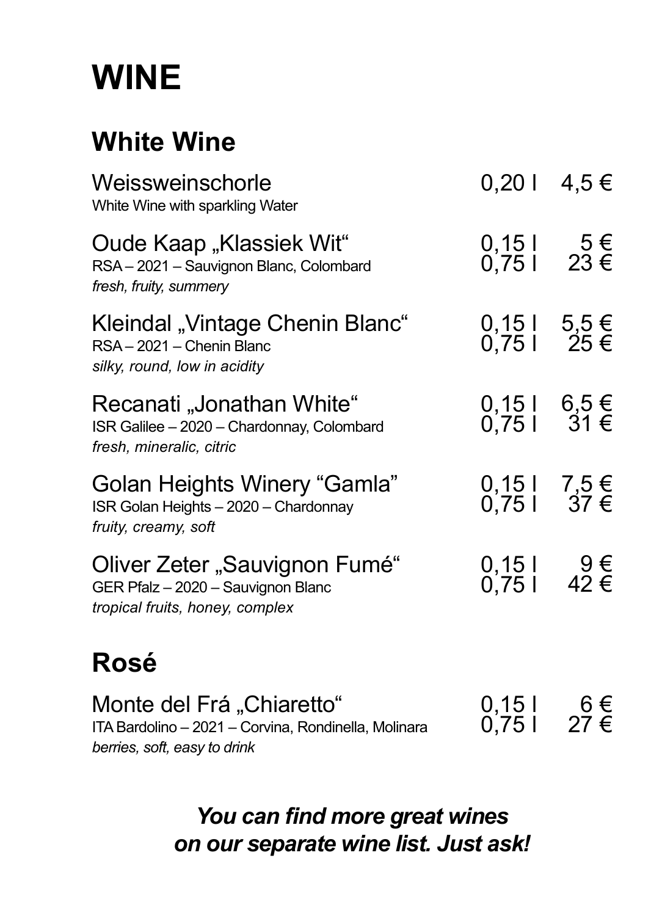# WINE

## White Wine

| | | |
|---|---|---|
| Weissweinschorle<br>White Wine with sparkling Water | 0,20 l | 4,5 € |
| Oude Kaap „Klassiek Wit“<br>RSA – 2021 – Sauvignon Blanc, Colombard<br>*fresh, fruity, summery* | 0,15 l<br>0,75 l | 5 €<br>23 € |
| Kleindal „Vintage Chenin Blanc“<br>RSA – 2021 – Chenin Blanc<br>*silky, round, low in acidity* | 0,15 l<br>0,75 l | 5,5 €<br>25 € |
| Recanati „Jonathan White“<br>ISR Galilee – 2020 – Chardonnay, Colombard<br>*fresh, mineralic, citric* | 0,15 l<br>0,75 l | 6,5 €<br>31 € |
| Golan Heights Winery “Gamla”<br>ISR Golan Heights – 2020 – Chardonnay<br>*fruity, creamy, soft* | 0,15 l<br>0,75 l | 7,5 €<br>37 € |
| Oliver Zeter „Sauvignon Fumé“<br>GER Pfalz – 2020 – Sauvignon Blanc<br>*tropical fruits, honey, complex* | 0,15 l<br>0,75 l | 9 €<br>42 € |

## Rosé

| | | |
|---|---|---|
| Monte del Frá „Chiaretto“<br>ITA Bardolino – 2021 – Corvina, Rondinella, Molinara<br>*berries, soft, easy to drink* | 0,15 l<br>0,75 l | 6 €<br>27 € |

***You can find more great wines on our separate wine list. Just ask!***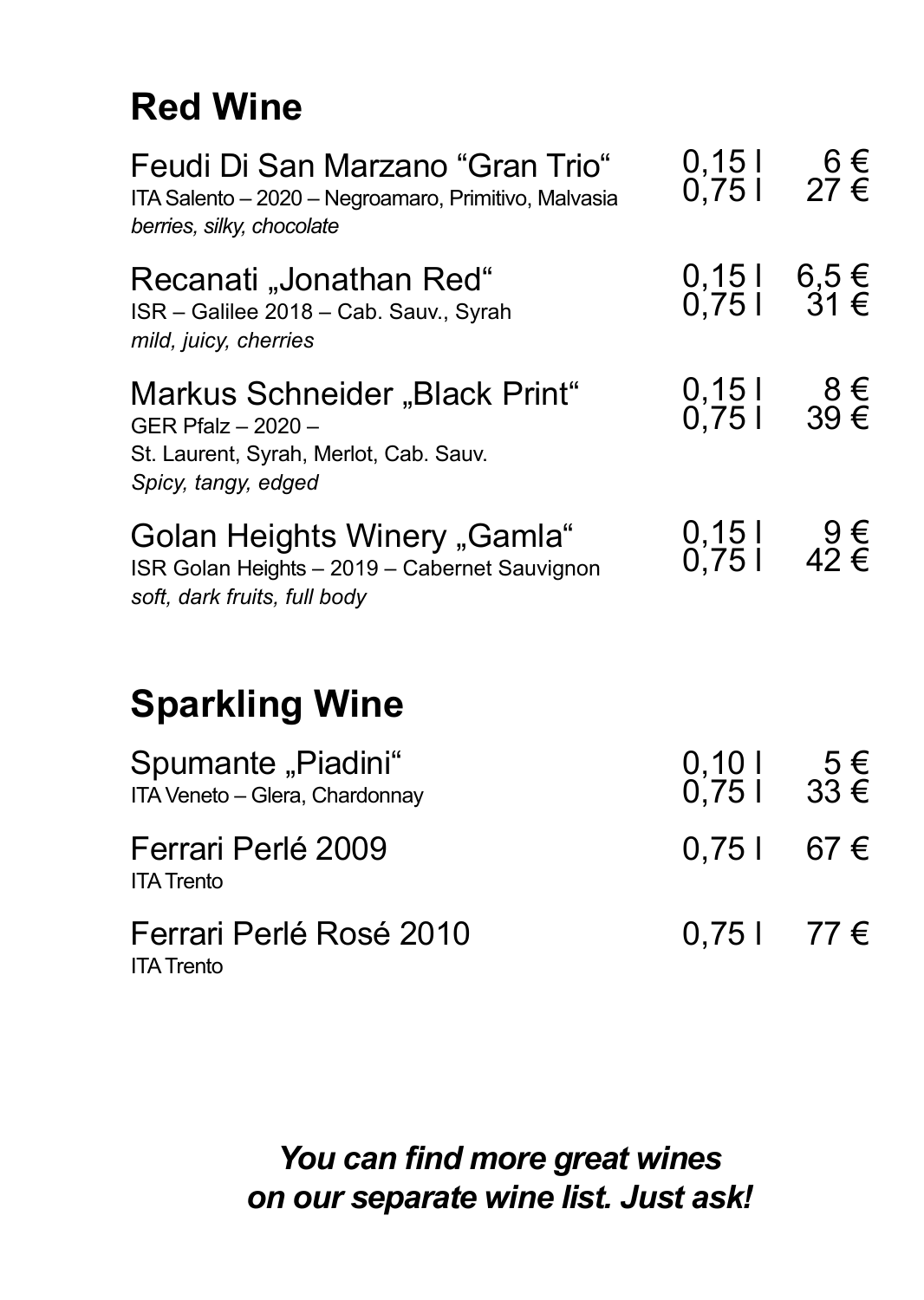## Red Wine

| | | |
|---|---|---|
| Feudi Di San Marzano "Gran Trio"<br>ITA Salento – 2020 – Negroamaro, Primitivo, Malvasia<br>*berries, silky, chocolate* | 0,15 l<br>0,75 l | 6 €<br>27 € |
| Recanati „Jonathan Red"<br>ISR – Galilee 2018 – Cab. Sauv., Syrah<br>*mild, juicy, cherries* | 0,15 l<br>0,75 l | 6,5 €<br>31 € |
| Markus Schneider „Black Print"<br>GER Pfalz – 2020 –<br>St. Laurent, Syrah, Merlot, Cab. Sauv.<br>*Spicy, tangy, edged* | 0,15 l<br>0,75 l | 8 €<br>39 € |
| Golan Heights Winery „Gamla"<br>ISR Golan Heights – 2019 – Cabernet Sauvignon<br>*soft, dark fruits, full body* | 0,15 l<br>0,75 l | 9 €<br>42 € |

## Sparkling Wine

| | | |
|---|---|---|
| Spumante „Piadini"<br>ITA Veneto – Glera, Chardonnay | 0,10 l<br>0,75 l | 5 €<br>33 € |
| Ferrari Perlé 2009<br>ITA Trento | 0,75 l | 67 € |
| Ferrari Perlé Rosé 2010<br>ITA Trento | 0,75 l | 77 € |

***You can find more great wines on our separate wine list. Just ask!***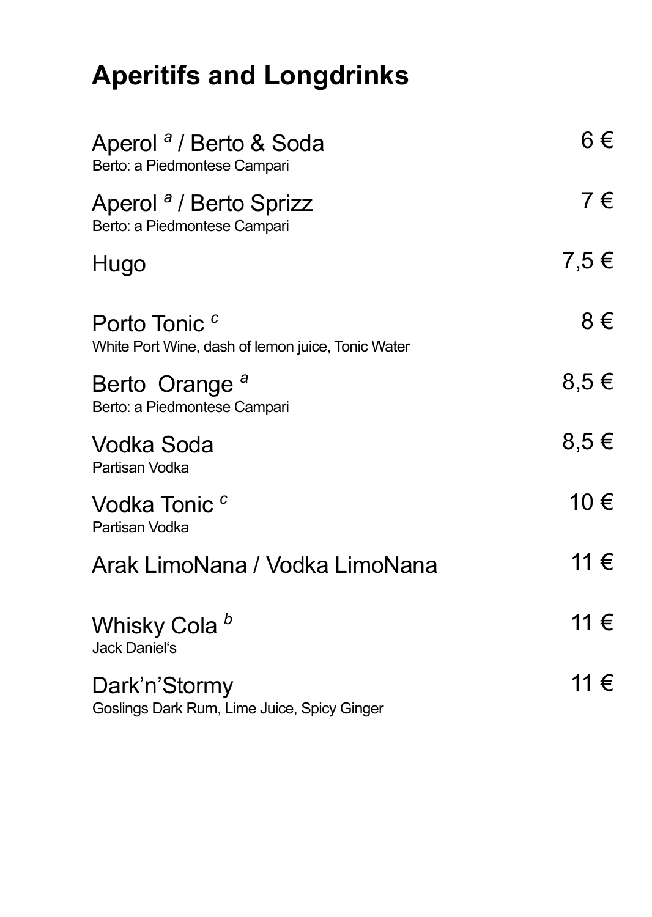# Aperitifs and Longdrinks

| Drink | Price |
|---|---|
| Aperol [a] / Berto & Soda<br>Berto: a Piedmontese Campari | 6 € |
| Aperol [a] / Berto Sprizz<br>Berto: a Piedmontese Campari | 7 € |
| Hugo | 7,5 € |
| Porto Tonic [c]<br>White Port Wine, dash of lemon juice, Tonic Water | 8 € |
| Berto Orange [a]<br>Berto: a Piedmontese Campari | 8,5 € |
| Vodka Soda<br>Partisan Vodka | 8,5 € |
| Vodka Tonic [c]<br>Partisan Vodka | 10 € |
| Arak LimoNana / Vodka LimoNana | 11 € |
| Whisky Cola [b]<br>Jack Daniel‘s | 11 € |
| Dark’n’Stormy<br>Goslings Dark Rum, Lime Juice, Spicy Ginger | 11 € |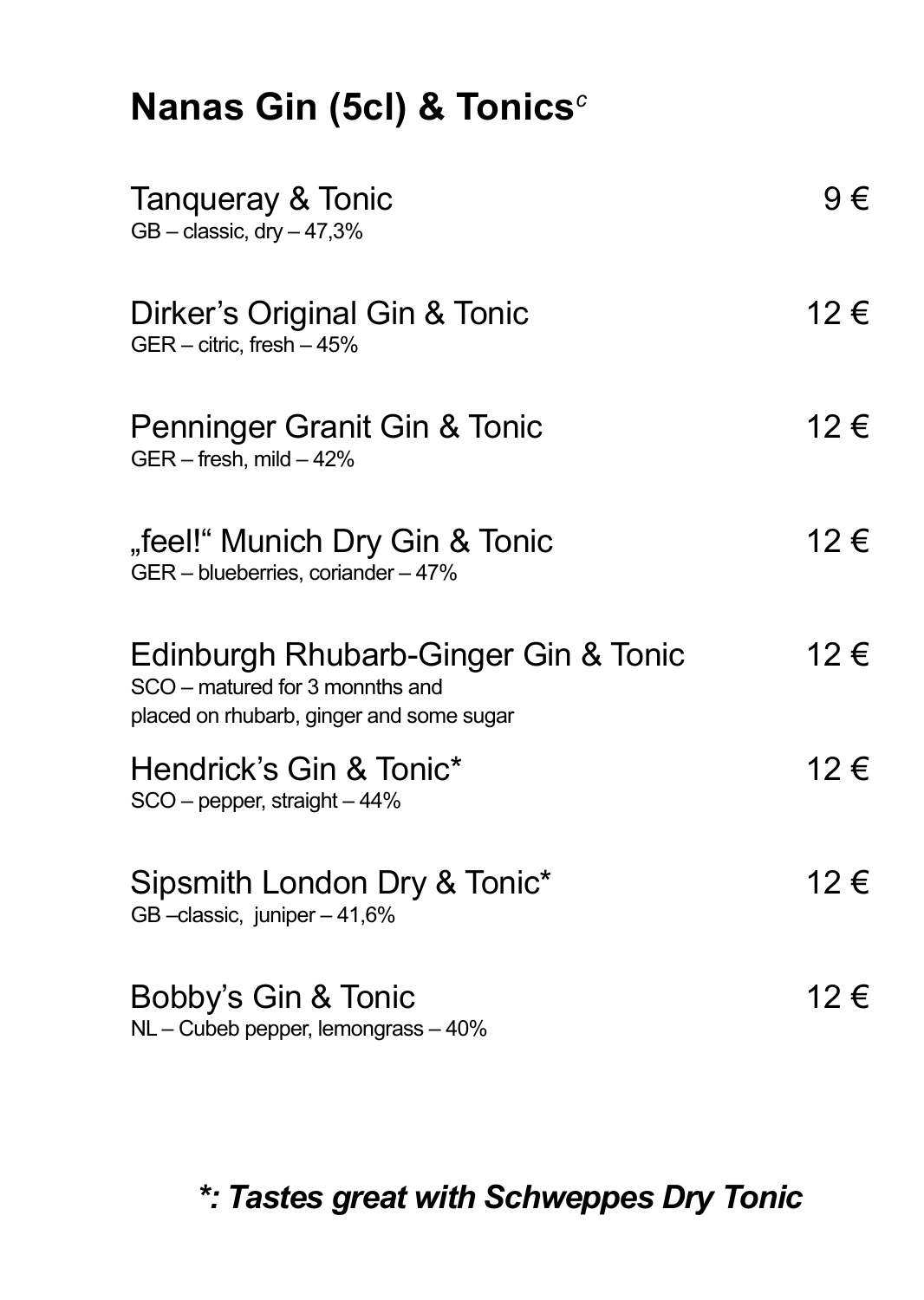# Nanas Gin (5cl) & Tonics[c]

Tanqueray & Tonic — 9 €
GB – classic, dry – 47,3%

Dirker's Original Gin & Tonic — 12 €
GER – citric, fresh – 45%

Penninger Granit Gin & Tonic — 12 €
GER – fresh, mild – 42%

„feel!" Munich Dry Gin & Tonic — 12 €
GER – blueberries, coriander – 47%

Edinburgh Rhubarb-Ginger Gin & Tonic — 12 €
SCO – matured for 3 monnths and
placed on rhubarb, ginger and some sugar

Hendrick's Gin & Tonic* — 12 €
SCO – pepper, straight – 44%

Sipsmith London Dry & Tonic* — 12 €
GB –classic, juniper – 41,6%

Bobby's Gin & Tonic — 12 €
NL – Cubeb pepper, lemongrass – 40%

***: Tastes great with Schweppes Dry Tonic***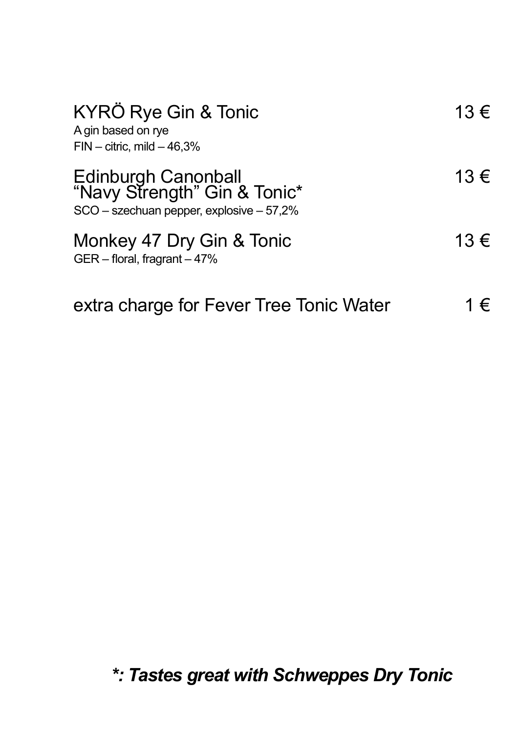**KYRÖ Rye Gin & Tonic** 13 €
A gin based on rye
FIN – citric, mild – 46,3%

**Edinburgh Canonball "Navy Strength" Gin & Tonic*** 13 €
SCO – szechuan pepper, explosive – 57,2%

**Monkey 47 Dry Gin & Tonic** 13 €
GER – floral, fragrant – 47%

extra charge for Fever Tree Tonic Water 1 €

***: Tastes great with Schweppes Dry Tonic***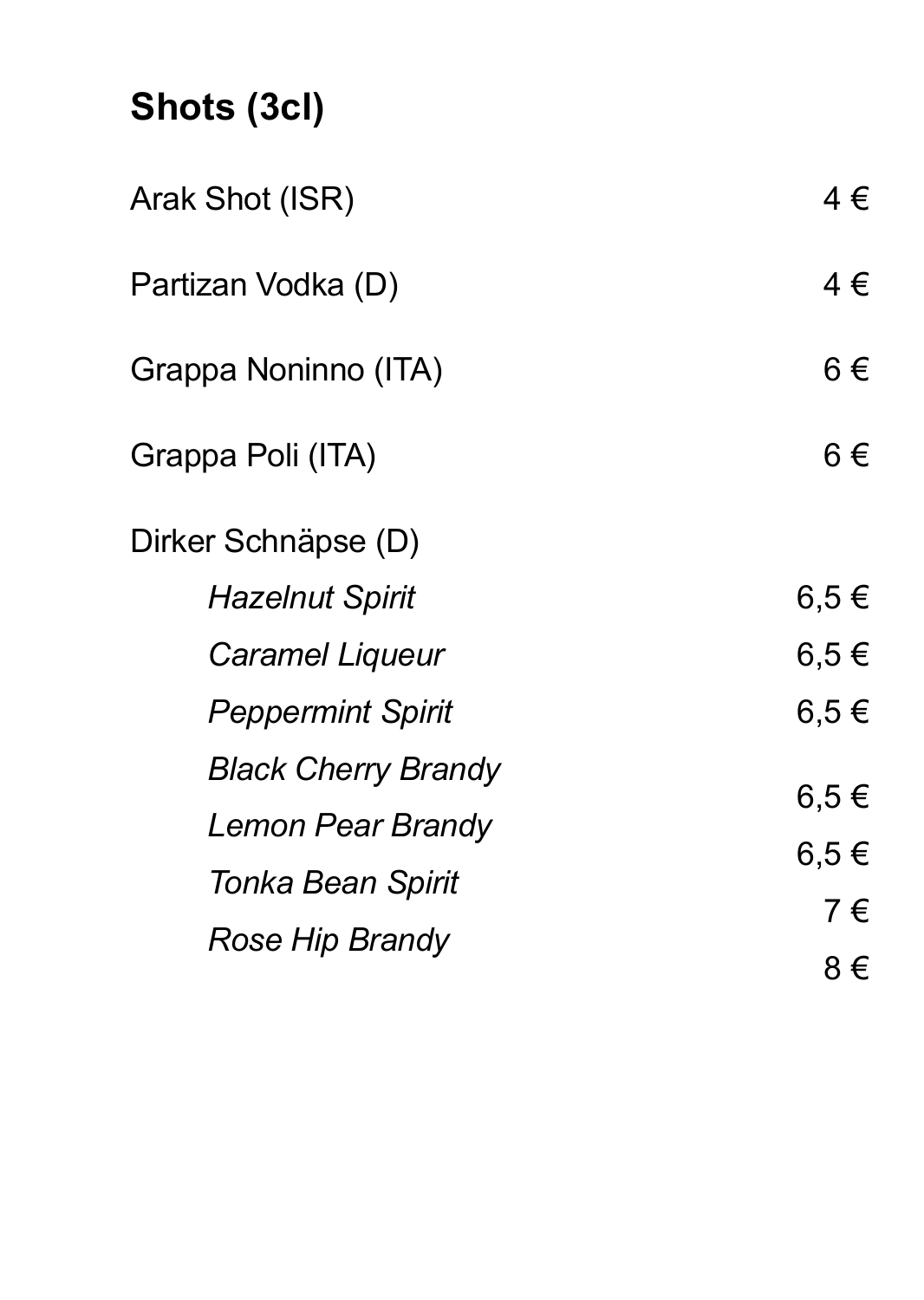# Shots (3cl)

| | |
|---|---|
| Arak Shot (ISR) | 4 € |
| Partizan Vodka (D) | 4 € |
| Grappa Noninno (ITA) | 6 € |
| Grappa Poli (ITA) | 6 € |
| Dirker Schnäpse (D) | |
| *Hazelnut Spirit* | 6,5 € |
| *Caramel Liqueur* | 6,5 € |
| *Peppermint Spirit* | 6,5 € |
| *Black Cherry Brandy* | 6,5 € |
| *Lemon Pear Brandy* | 6,5 € |
| *Tonka Bean Spirit* | 7 € |
| *Rose Hip Brandy* | 8 € |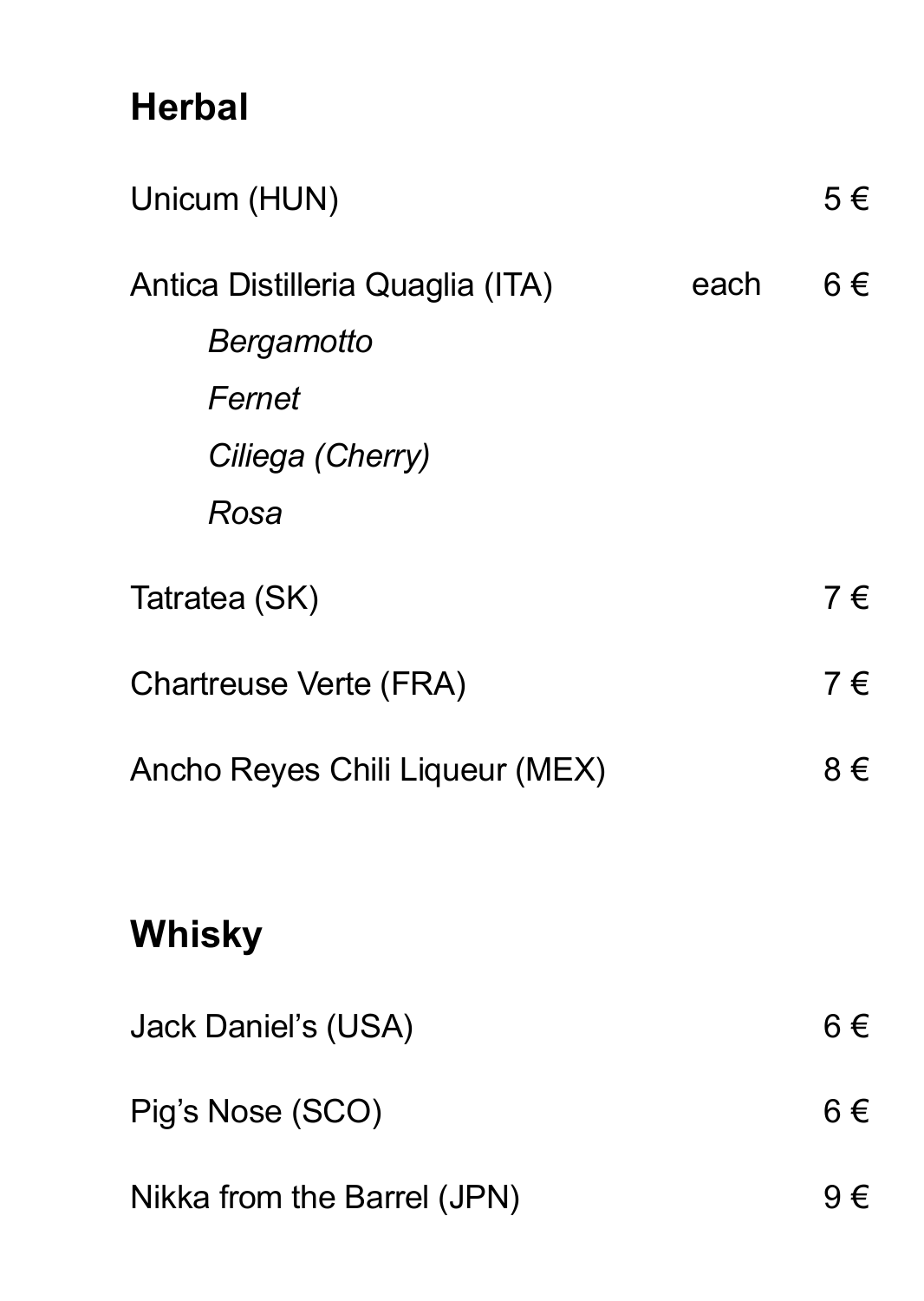## Herbal

| | | |
|---|---|---|
| Unicum (HUN) | | 5 € |
| Antica Distilleria Quaglia (ITA) | each | 6 € |
| *Bergamotto* | | |
| *Fernet* | | |
| *Ciliega (Cherry)* | | |
| *Rosa* | | |
| Tatratea (SK) | | 7 € |
| Chartreuse Verte (FRA) | | 7 € |
| Ancho Reyes Chili Liqueur (MEX) | | 8 € |

## Whisky

| | |
|---|---|
| Jack Daniel’s (USA) | 6 € |
| Pig’s Nose (SCO) | 6 € |
| Nikka from the Barrel (JPN) | 9 € |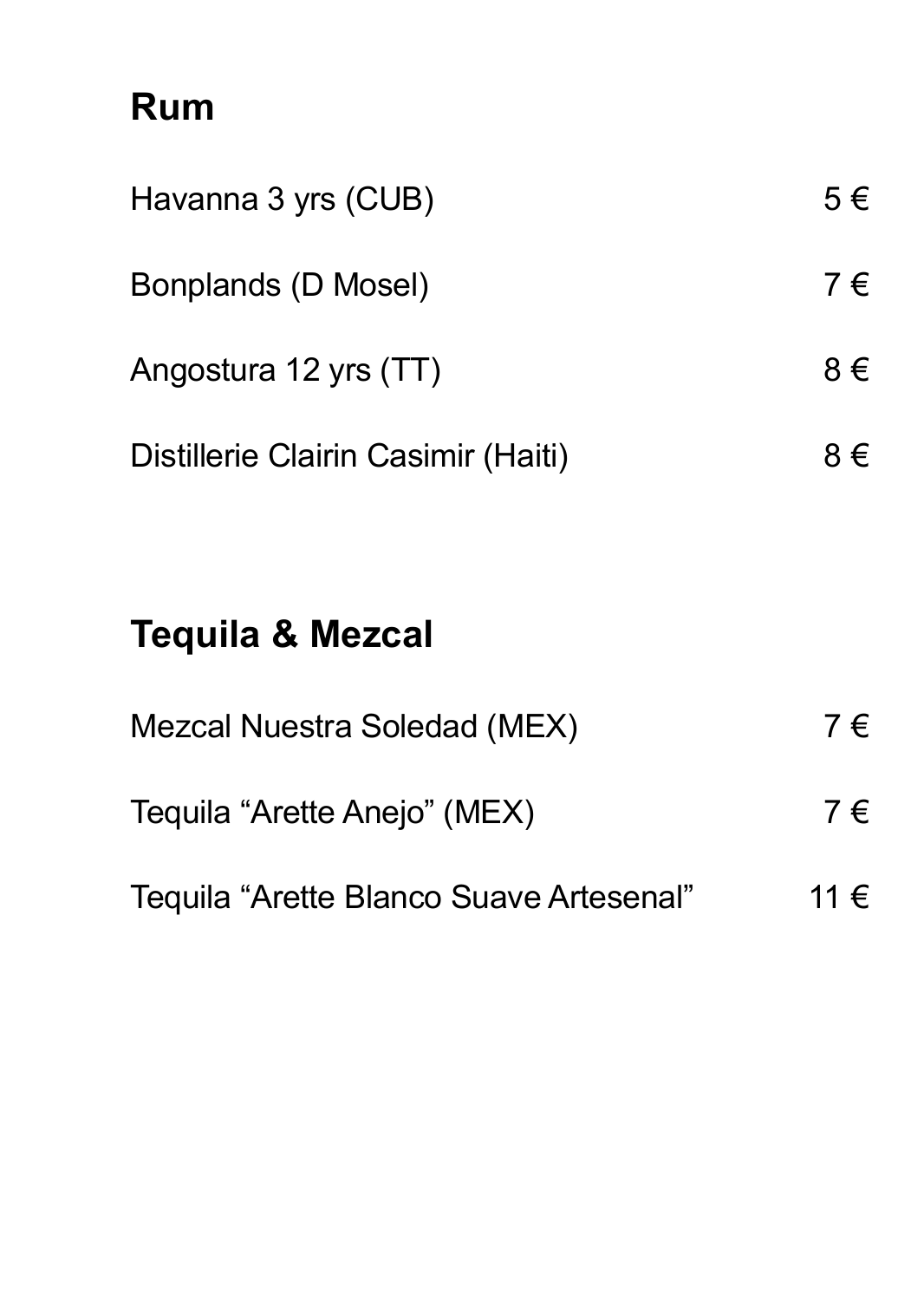## Rum

| | |
|---|---|
| Havanna 3 yrs (CUB) | 5 € |
| Bonplands (D Mosel) | 7 € |
| Angostura 12 yrs (TT) | 8 € |
| Distillerie Clairin Casimir (Haiti) | 8 € |

## Tequila & Mezcal

| | |
|---|---|
| Mezcal Nuestra Soledad (MEX) | 7 € |
| Tequila “Arette Anejo” (MEX) | 7 € |
| Tequila “Arette Blanco Suave Artesenal” | 11 € |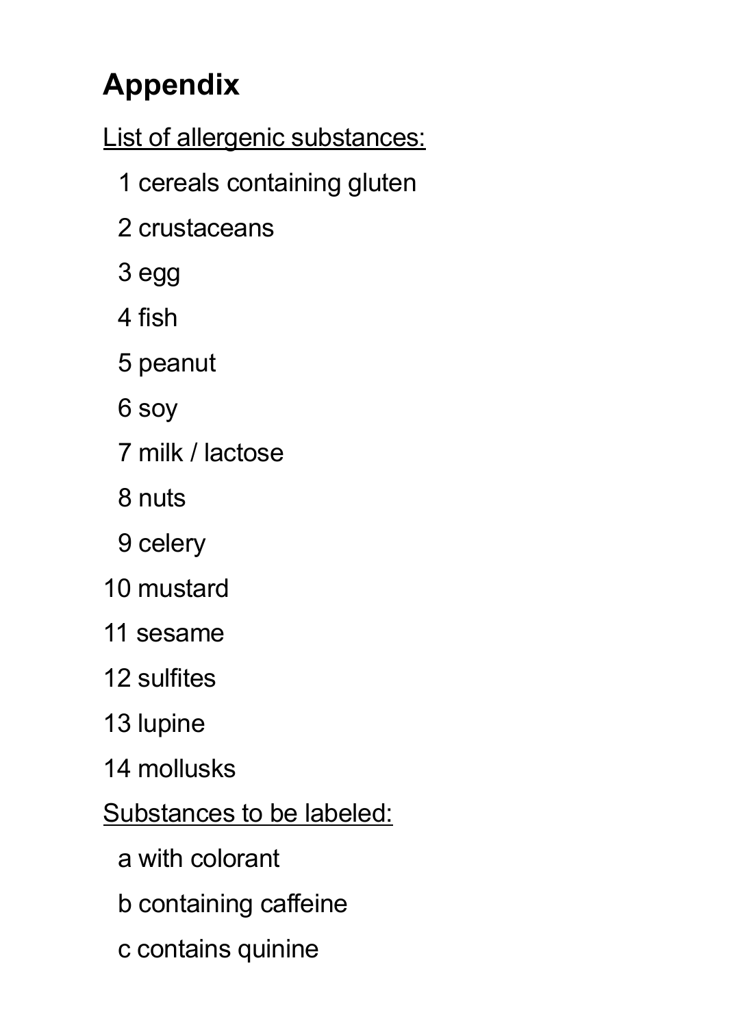# Appendix

List of allergenic substances:

1 cereals containing gluten

2 crustaceans

3 egg

4 fish

5 peanut

6 soy

7 milk / lactose

8 nuts

9 celery

10 mustard

11 sesame

12 sulfites

13 lupine

14 mollusks

Substances to be labeled:

a with colorant

b containing caffeine

c contains quinine